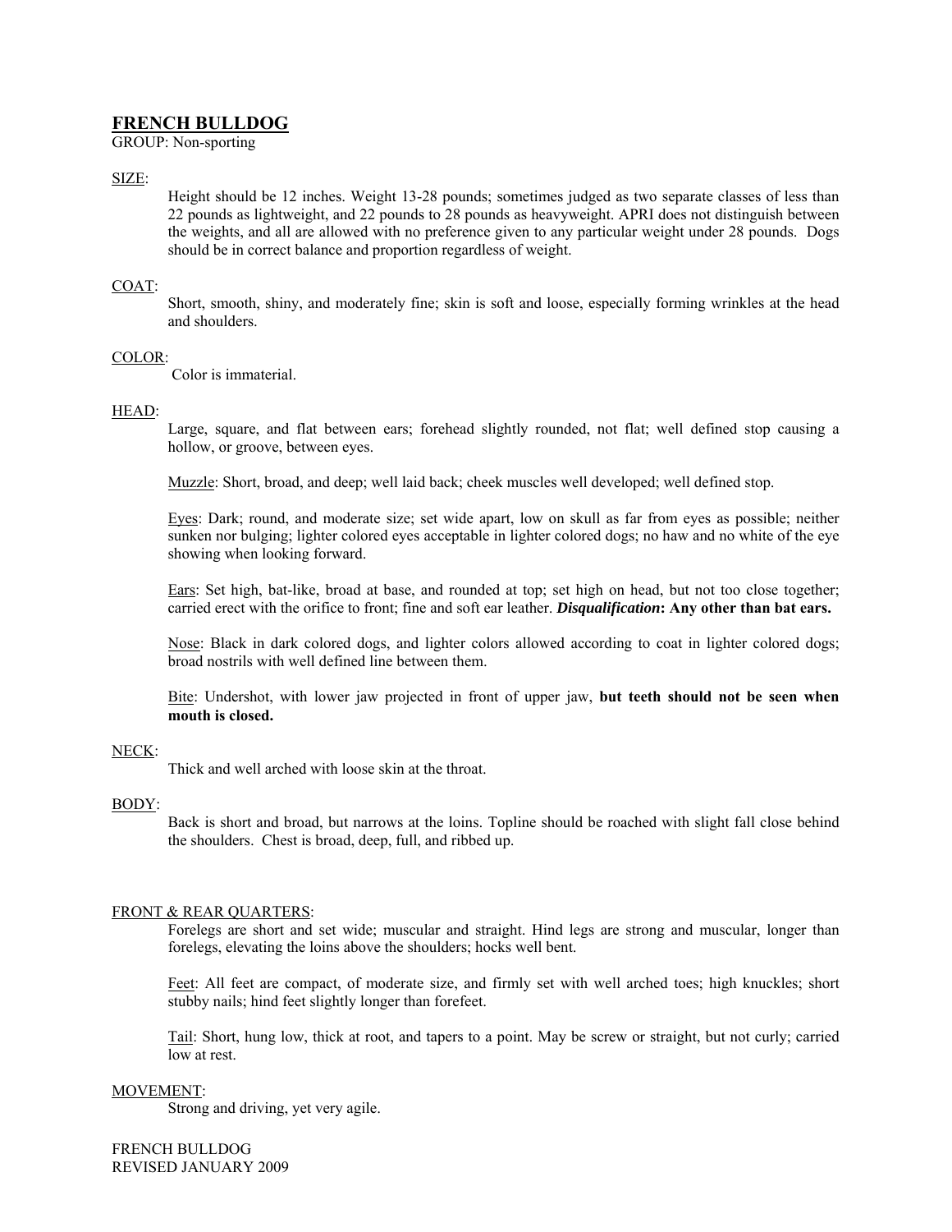# FRENCH BULLDOG

GROUP: Non-sporting

<u>SIZE</u>:

Height should be 12 inches. Weight 13-28 pounds; sometimes judged as two separate classes of less than 22 pounds as lightweight, and 22 pounds to 28 pounds as heavyweight. APRI does not distinguish between the weights, and all are allowed with no preference given to any particular weight under 28 pounds. Dogs should be in correct balance and proportion regardless of weight.

<u>COAT</u>:

Short, smooth, shiny, and moderately fine; skin is soft and loose, especially forming wrinkles at the head and shoulders.

<u>COLOR</u>:

Color is immaterial.

<u>HEAD</u>:

Large, square, and flat between ears; forehead slightly rounded, not flat; well defined stop causing a hollow, or groove, between eyes.

<u>Muzzle</u>: Short, broad, and deep; well laid back; cheek muscles well developed; well defined stop.

<u>Eyes</u>: Dark; round, and moderate size; set wide apart, low on skull as far from eyes as possible; neither sunken nor bulging; lighter colored eyes acceptable in lighter colored dogs; no haw and no white of the eye showing when looking forward.

<u>Ears</u>: Set high, bat-like, broad at base, and rounded at top; set high on head, but not too close together; carried erect with the orifice to front; fine and soft ear leather. ***Disqualification*: Any other than bat ears.**

<u>Nose</u>: Black in dark colored dogs, and lighter colors allowed according to coat in lighter colored dogs; broad nostrils with well defined line between them.

<u>Bite</u>: Undershot, with lower jaw projected in front of upper jaw, **but teeth should not be seen when mouth is closed.**

<u>NECK</u>:

Thick and well arched with loose skin at the throat.

<u>BODY</u>:

Back is short and broad, but narrows at the loins. Topline should be roached with slight fall close behind the shoulders. Chest is broad, deep, full, and ribbed up.

<u>FRONT & REAR QUARTERS</u>:

Forelegs are short and set wide; muscular and straight. Hind legs are strong and muscular, longer than forelegs, elevating the loins above the shoulders; hocks well bent.

<u>Feet</u>: All feet are compact, of moderate size, and firmly set with well arched toes; high knuckles; short stubby nails; hind feet slightly longer than forefeet.

<u>Tail</u>: Short, hung low, thick at root, and tapers to a point. May be screw or straight, but not curly; carried low at rest.

<u>MOVEMENT</u>:

Strong and driving, yet very agile.

FRENCH BULLDOG
REVISED JANUARY 2009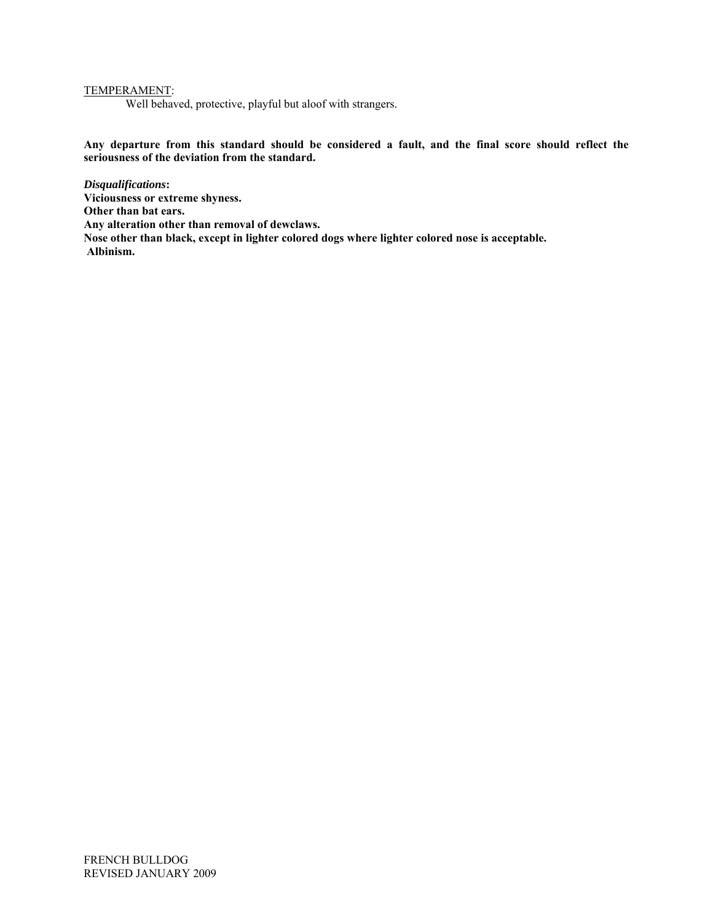TEMPERAMENT:

Well behaved, protective, playful but aloof with strangers.

**Any departure from this standard should be considered a fault, and the final score should reflect the seriousness of the deviation from the standard.**

***Disqualifications*:**
**Viciousness or extreme shyness.**
**Other than bat ears.**
**Any alteration other than removal of dewclaws.**
**Nose other than black, except in lighter colored dogs where lighter colored nose is acceptable.**
**Albinism.**

FRENCH BULLDOG
REVISED JANUARY 2009